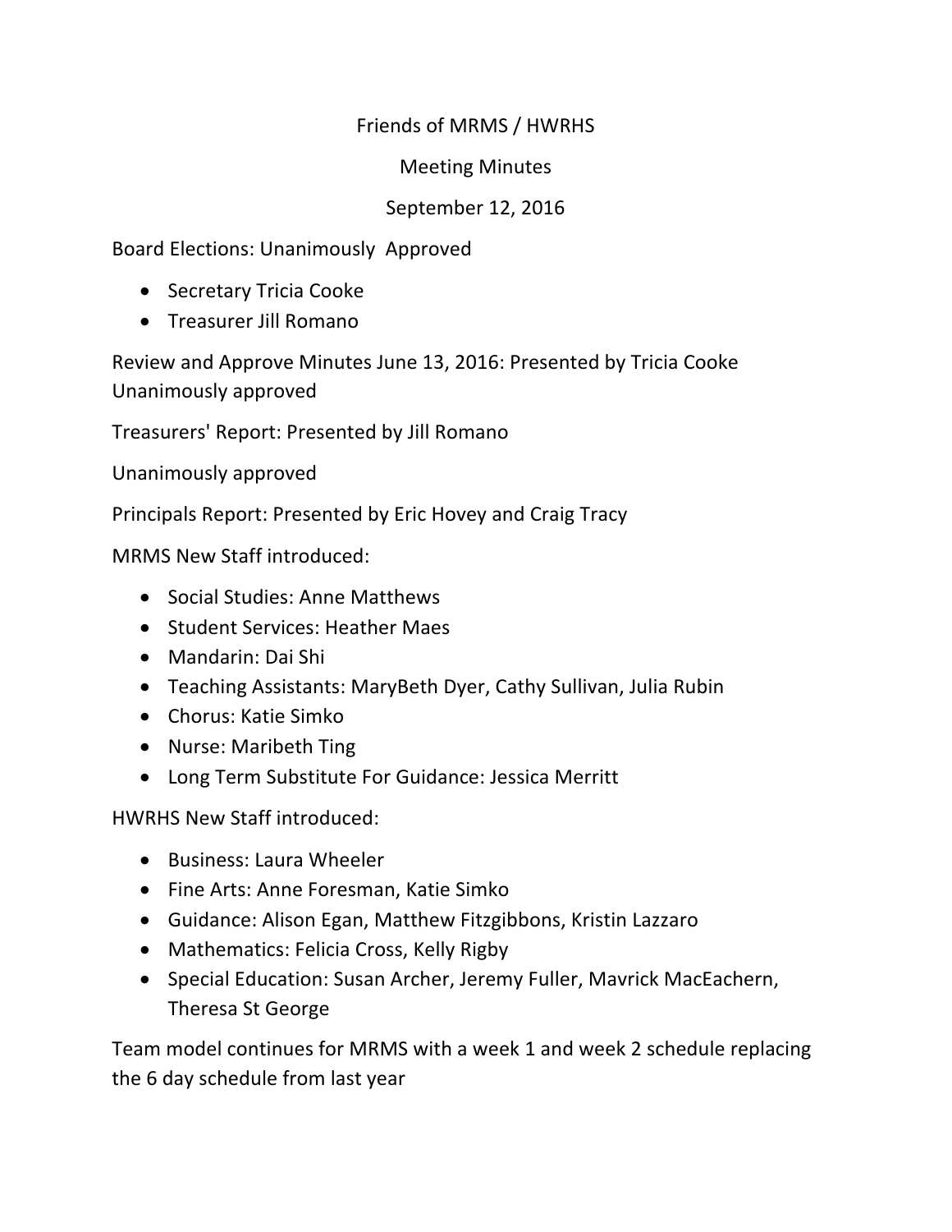# Friends of MRMS / HWRHS

## Meeting Minutes

## September 12, 2016

Board Elections: Unanimously Approved

- Secretary Tricia Cooke
- Treasurer Jill Romano

Review and Approve Minutes June 13, 2016: Presented by Tricia Cooke Unanimously approved

Treasurers' Report: Presented by Jill Romano

Unanimously approved

Principals Report: Presented by Eric Hovey and Craig Tracy

MRMS New Staff introduced:

- Social Studies: Anne Matthews
- Student Services: Heather Maes
- Mandarin: Dai Shi
- Teaching Assistants: MaryBeth Dyer, Cathy Sullivan, Julia Rubin
- Chorus: Katie Simko
- Nurse: Maribeth Ting
- Long Term Substitute For Guidance: Jessica Merritt

HWRHS New Staff introduced:

- Business: Laura Wheeler
- Fine Arts: Anne Foresman, Katie Simko
- Guidance: Alison Egan, Matthew Fitzgibbons, Kristin Lazzaro
- Mathematics: Felicia Cross, Kelly Rigby
- Special Education: Susan Archer, Jeremy Fuller, Mavrick MacEachern, Theresa St George

Team model continues for MRMS with a week 1 and week 2 schedule replacing the 6 day schedule from last year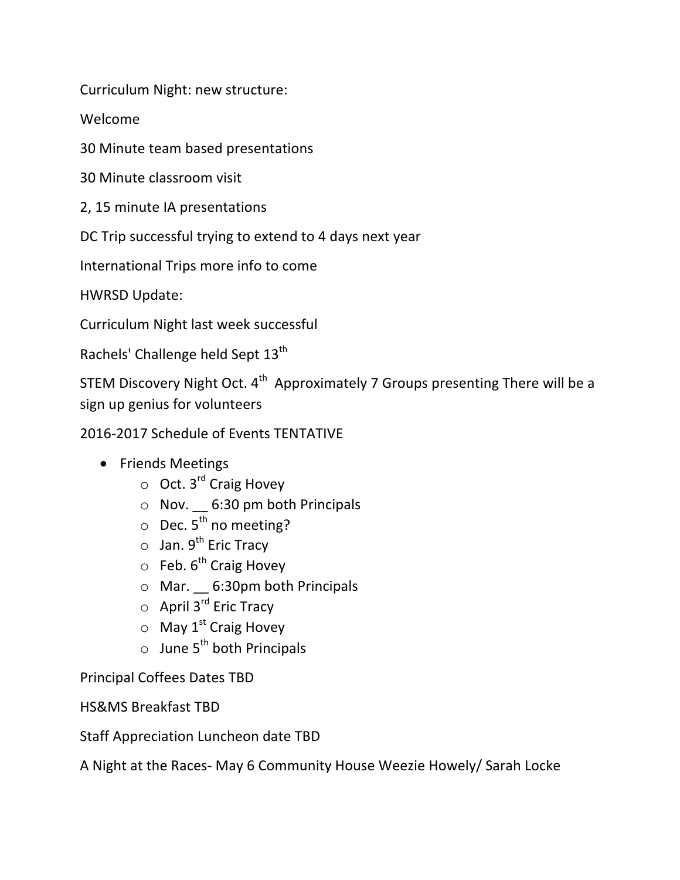Curriculum Night: new structure:

Welcome

30 Minute team based presentations

30 Minute classroom visit

2, 15 minute IA presentations

DC Trip successful trying to extend to 4 days next year

International Trips more info to come

HWRSD Update:

Curriculum Night last week successful

Rachels' Challenge held Sept 13th

STEM Discovery Night Oct. 4th  Approximately 7 Groups presenting There will be a sign up genius for volunteers

2016-2017 Schedule of Events TENTATIVE

- Friends Meetings
  - Oct. 3rd Craig Hovey
  - Nov. __ 6:30 pm both Principals
  - Dec. 5th no meeting?
  - Jan. 9th Eric Tracy
  - Feb. 6th Craig Hovey
  - Mar. __ 6:30pm both Principals
  - April 3rd Eric Tracy
  - May 1st Craig Hovey
  - June 5th both Principals

Principal Coffees Dates TBD

HS&MS Breakfast TBD

Staff Appreciation Luncheon date TBD

A Night at the Races- May 6 Community House Weezie Howely/ Sarah Locke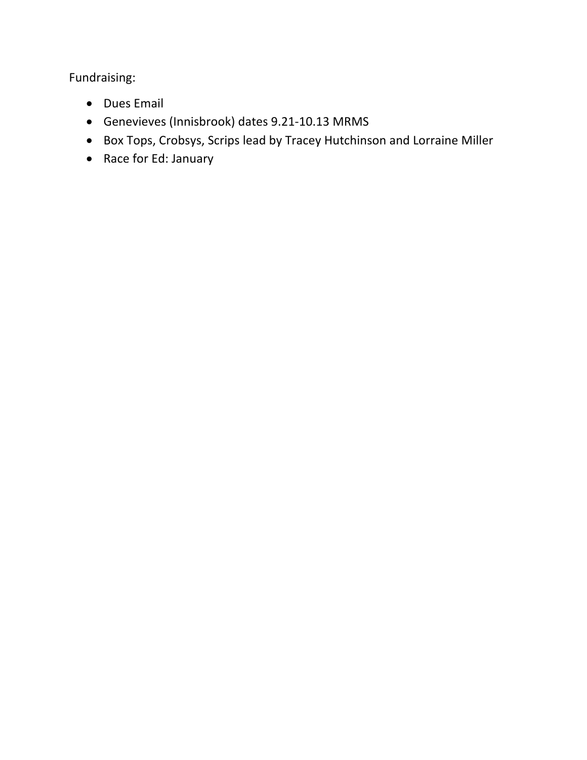Fundraising:

- Dues Email
- Genevieves (Innisbrook) dates 9.21-10.13 MRMS
- Box Tops, Crobsys, Scrips lead by Tracey Hutchinson and Lorraine Miller
- Race for Ed: January